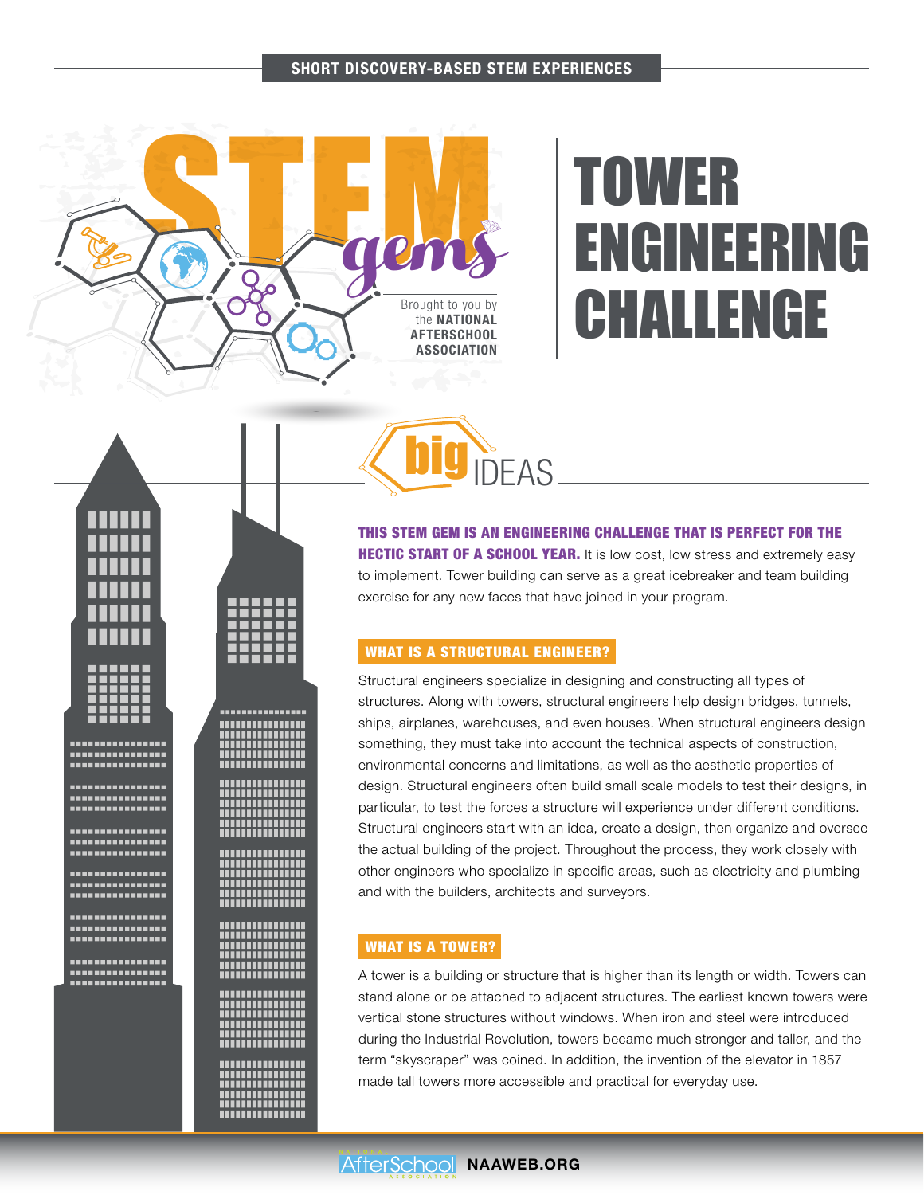SHORT DISCOVERY-BASED STEM EXPERIENCES

STEM gems

Brought to you by the **NATIONAL AFTERSCHOOL ASSOCIATION**

# TOWER ENGINEERING CHALLENGE

## big IDEAS

**THIS STEM GEM IS AN ENGINEERING CHALLENGE THAT IS PERFECT FOR THE HECTIC START OF A SCHOOL YEAR.** It is low cost, low stress and extremely easy to implement. Tower building can serve as a great icebreaker and team building exercise for any new faces that have joined in your program.

### WHAT IS A STRUCTURAL ENGINEER?

Structural engineers specialize in designing and constructing all types of structures. Along with towers, structural engineers help design bridges, tunnels, ships, airplanes, warehouses, and even houses. When structural engineers design something, they must take into account the technical aspects of construction, environmental concerns and limitations, as well as the aesthetic properties of design. Structural engineers often build small scale models to test their designs, in particular, to test the forces a structure will experience under different conditions. Structural engineers start with an idea, create a design, then organize and oversee the actual building of the project. Throughout the process, they work closely with other engineers who specialize in specific areas, such as electricity and plumbing and with the builders, architects and surveyors.

### WHAT IS A TOWER?

A tower is a building or structure that is higher than its length or width. Towers can stand alone or be attached to adjacent structures. The earliest known towers were vertical stone structures without windows. When iron and steel were introduced during the Industrial Revolution, towers became much stronger and taller, and the term "skyscraper" was coined. In addition, the invention of the elevator in 1857 made tall towers more accessible and practical for everyday use.

National AfterSchool Association NAAWEB.ORG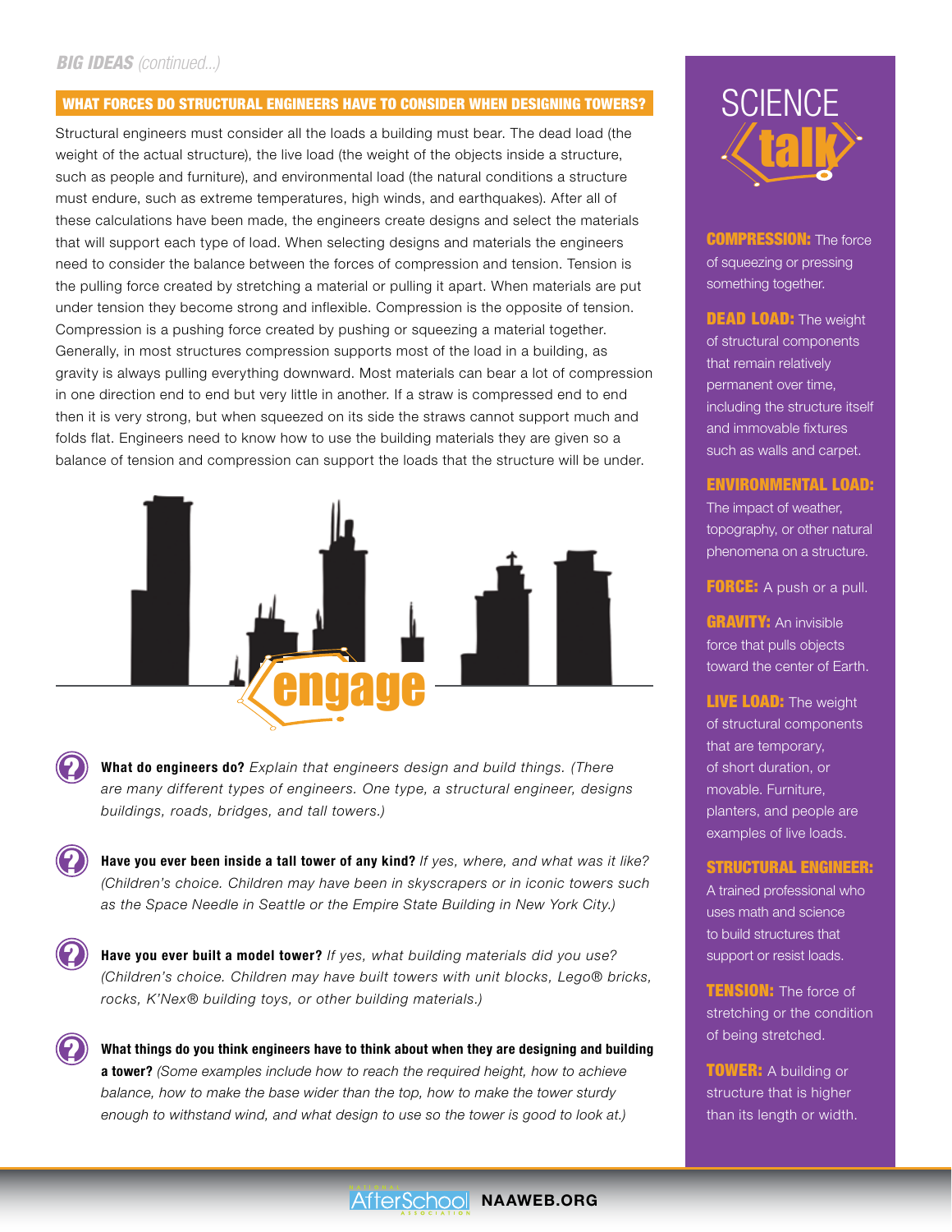*BIG IDEAS (continued...)*

## WHAT FORCES DO STRUCTURAL ENGINEERS HAVE TO CONSIDER WHEN DESIGNING TOWERS?

Structural engineers must consider all the loads a building must bear. The dead load (the weight of the actual structure), the live load (the weight of the objects inside a structure, such as people and furniture), and environmental load (the natural conditions a structure must endure, such as extreme temperatures, high winds, and earthquakes). After all of these calculations have been made, the engineers create designs and select the materials that will support each type of load. When selecting designs and materials the engineers need to consider the balance between the forces of compression and tension. Tension is the pulling force created by stretching a material or pulling it apart. When materials are put under tension they become strong and inflexible. Compression is the opposite of tension. Compression is a pushing force created by pushing or squeezing a material together. Generally, in most structures compression supports most of the load in a building, as gravity is always pulling everything downward. Most materials can bear a lot of compression in one direction end to end but very little in another. If a straw is compressed end to end then it is very strong, but when squeezed on its side the straws cannot support much and folds flat. Engineers need to know how to use the building materials they are given so a balance of tension and compression can support the loads that the structure will be under.

## engage

**What do engineers do?** *Explain that engineers design and build things. (There are many different types of engineers. One type, a structural engineer, designs buildings, roads, bridges, and tall towers.)*

**Have you ever been inside a tall tower of any kind?** *If yes, where, and what was it like? (Children's choice. Children may have been in skyscrapers or in iconic towers such as the Space Needle in Seattle or the Empire State Building in New York City.)*

**Have you ever built a model tower?** *If yes, what building materials did you use? (Children's choice. Children may have built towers with unit blocks, Lego® bricks, rocks, K'Nex® building toys, or other building materials.)*

**What things do you think engineers have to think about when they are designing and building a tower?** *(Some examples include how to reach the required height, how to achieve balance, how to make the base wider than the top, how to make the tower sturdy enough to withstand wind, and what design to use so the tower is good to look at.)*

## SCIENCE talk

**COMPRESSION:** The force of squeezing or pressing something together.

**DEAD LOAD:** The weight of structural components that remain relatively permanent over time, including the structure itself and immovable fixtures such as walls and carpet.

**ENVIRONMENTAL LOAD:** The impact of weather, topography, or other natural phenomena on a structure.

**FORCE:** A push or a pull.

**GRAVITY:** An invisible force that pulls objects toward the center of Earth.

**LIVE LOAD:** The weight of structural components that are temporary, of short duration, or movable. Furniture, planters, and people are examples of live loads.

**STRUCTURAL ENGINEER:** A trained professional who uses math and science to build structures that support or resist loads.

**TENSION:** The force of stretching or the condition of being stretched.

**TOWER:** A building or structure that is higher than its length or width.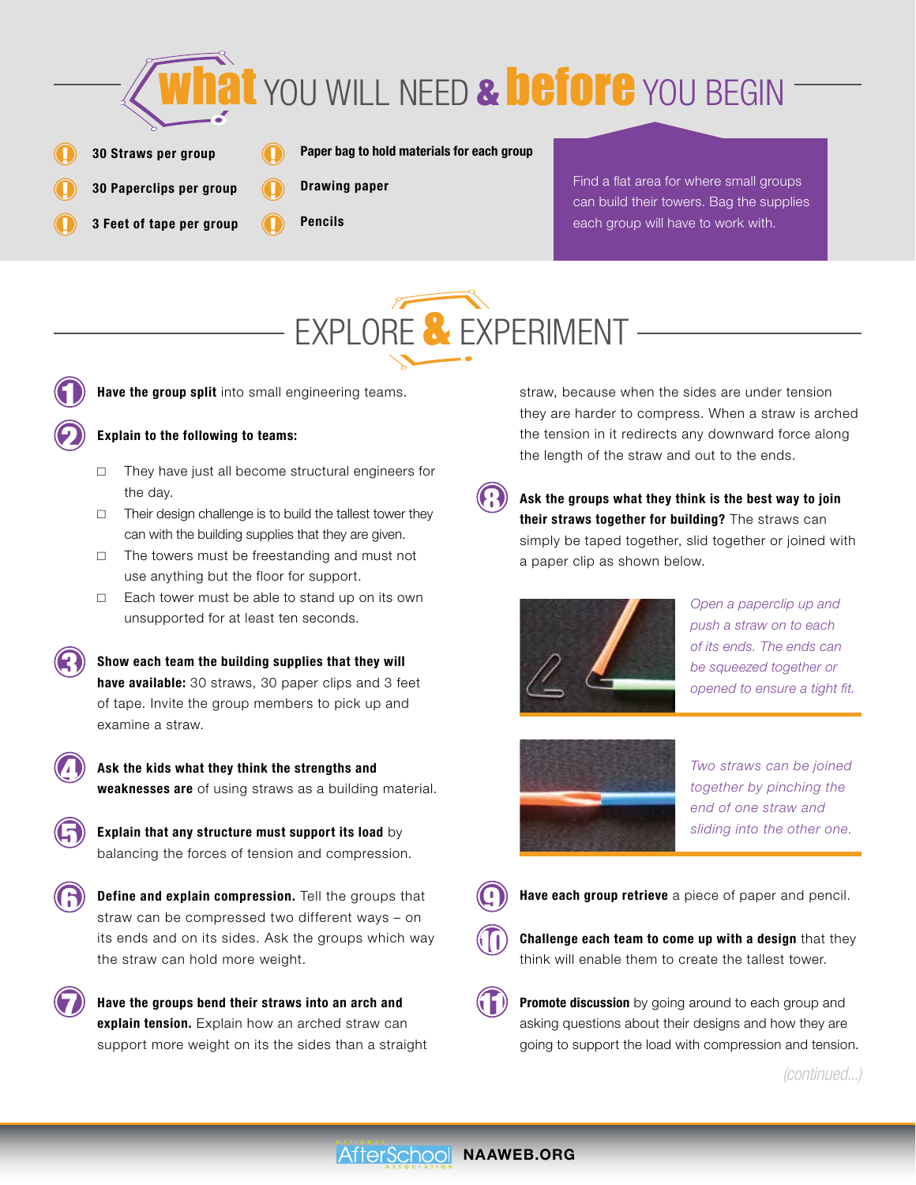# WHAT YOU WILL NEED & BEFORE YOU BEGIN

- **30 Straws per group**
- **30 Paperclips per group**
- **3 Feet of tape per group**
- **Paper bag to hold materials for each group**
- **Drawing paper**
- **Pencils**

Find a flat area for where small groups can build their towers. Bag the supplies each group will have to work with.

# EXPLORE & EXPERIMENT

1. **Have the group split** into small engineering teams.

2. **Explain to the following to teams:**
   - They have just all become structural engineers for the day.
   - Their design challenge is to build the tallest tower they can with the building supplies that they are given.
   - The towers must be freestanding and must not use anything but the floor for support.
   - Each tower must be able to stand up on its own unsupported for at least ten seconds.

3. **Show each team the building supplies that they will have available:** 30 straws, 30 paper clips and 3 feet of tape. Invite the group members to pick up and examine a straw.

4. **Ask the kids what they think the strengths and weaknesses are** of using straws as a building material.

5. **Explain that any structure must support its load** by balancing the forces of tension and compression.

6. **Define and explain compression.** Tell the groups that straw can be compressed two different ways – on its ends and on its sides. Ask the groups which way the straw can hold more weight.

7. **Have the groups bend their straws into an arch and explain tension.** Explain how an arched straw can support more weight on its the sides than a straight straw, because when the sides are under tension they are harder to compress. When a straw is arched the tension in it redirects any downward force along the length of the straw and out to the ends.

8. **Ask the groups what they think is the best way to join their straws together for building?** The straws can simply be taped together, slid together or joined with a paper clip as shown below.

   *Open a paperclip up and push a straw on to each of its ends. The ends can be squeezed together or opened to ensure a tight fit.*

   *Two straws can be joined together by pinching the end of one straw and sliding into the other one.*

9. **Have each group retrieve** a piece of paper and pencil.

10. **Challenge each team to come up with a design** that they think will enable them to create the tallest tower.

11. **Promote discussion** by going around to each group and asking questions about their designs and how they are going to support the load with compression and tension.

*(continued...)*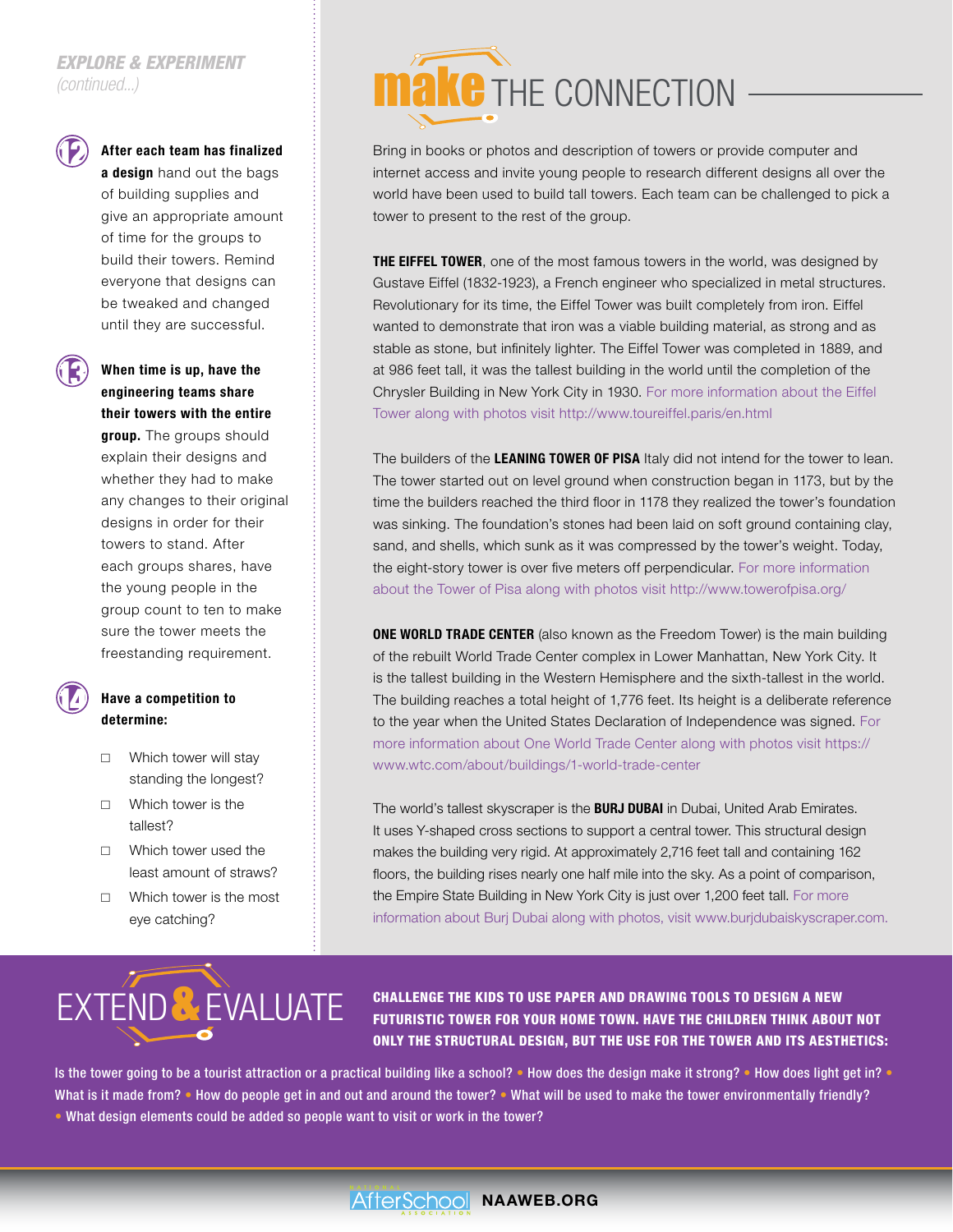## EXPLORE & EXPERIMENT

*(continued...)*

12. **After each team has finalized a design** hand out the bags of building supplies and give an appropriate amount of time for the groups to build their towers. Remind everyone that designs can be tweaked and changed until they are successful.

13. **When time is up, have the engineering teams share their towers with the entire group.** The groups should explain their designs and whether they had to make any changes to their original designs in order for their towers to stand. After each groups shares, have the young people in the group count to ten to make sure the tower meets the freestanding requirement.

14. **Have a competition to determine:**

- ☐ Which tower will stay standing the longest?
- ☐ Which tower is the tallest?
- ☐ Which tower used the least amount of straws?
- ☐ Which tower is the most eye catching?

## make THE CONNECTION

Bring in books or photos and description of towers or provide computer and internet access and invite young people to research different designs all over the world have been used to build tall towers. Each team can be challenged to pick a tower to present to the rest of the group.

**THE EIFFEL TOWER**, one of the most famous towers in the world, was designed by Gustave Eiffel (1832-1923), a French engineer who specialized in metal structures. Revolutionary for its time, the Eiffel Tower was built completely from iron. Eiffel wanted to demonstrate that iron was a viable building material, as strong and as stable as stone, but infinitely lighter. The Eiffel Tower was completed in 1889, and at 986 feet tall, it was the tallest building in the world until the completion of the Chrysler Building in New York City in 1930. For more information about the Eiffel Tower along with photos visit http://www.toureiffel.paris/en.html

The builders of the **LEANING TOWER OF PISA** Italy did not intend for the tower to lean. The tower started out on level ground when construction began in 1173, but by the time the builders reached the third floor in 1178 they realized the tower's foundation was sinking. The foundation's stones had been laid on soft ground containing clay, sand, and shells, which sunk as it was compressed by the tower's weight. Today, the eight-story tower is over five meters off perpendicular. For more information about the Tower of Pisa along with photos visit http://www.towerofpisa.org/

**ONE WORLD TRADE CENTER** (also known as the Freedom Tower) is the main building of the rebuilt World Trade Center complex in Lower Manhattan, New York City. It is the tallest building in the Western Hemisphere and the sixth-tallest in the world. The building reaches a total height of 1,776 feet. Its height is a deliberate reference to the year when the United States Declaration of Independence was signed. For more information about One World Trade Center along with photos visit https://www.wtc.com/about/buildings/1-world-trade-center

The world's tallest skyscraper is the **BURJ DUBAI** in Dubai, United Arab Emirates. It uses Y-shaped cross sections to support a central tower. This structural design makes the building very rigid. At approximately 2,716 feet tall and containing 162 floors, the building rises nearly one half mile into the sky. As a point of comparison, the Empire State Building in New York City is just over 1,200 feet tall. For more information about Burj Dubai along with photos, visit www.burjdubaiskyscraper.com.

## EXTEND & EVALUATE

**CHALLENGE THE KIDS TO USE PAPER AND DRAWING TOOLS TO DESIGN A NEW FUTURISTIC TOWER FOR YOUR HOME TOWN. HAVE THE CHILDREN THINK ABOUT NOT ONLY THE STRUCTURAL DESIGN, BUT THE USE FOR THE TOWER AND ITS AESTHETICS:**

Is the tower going to be a tourist attraction or a practical building like a school? • How does the design make it strong? • How does light get in? • What is it made from? • How do people get in and out and around the tower? • What will be used to make the tower environmentally friendly? • What design elements could be added so people want to visit or work in the tower?